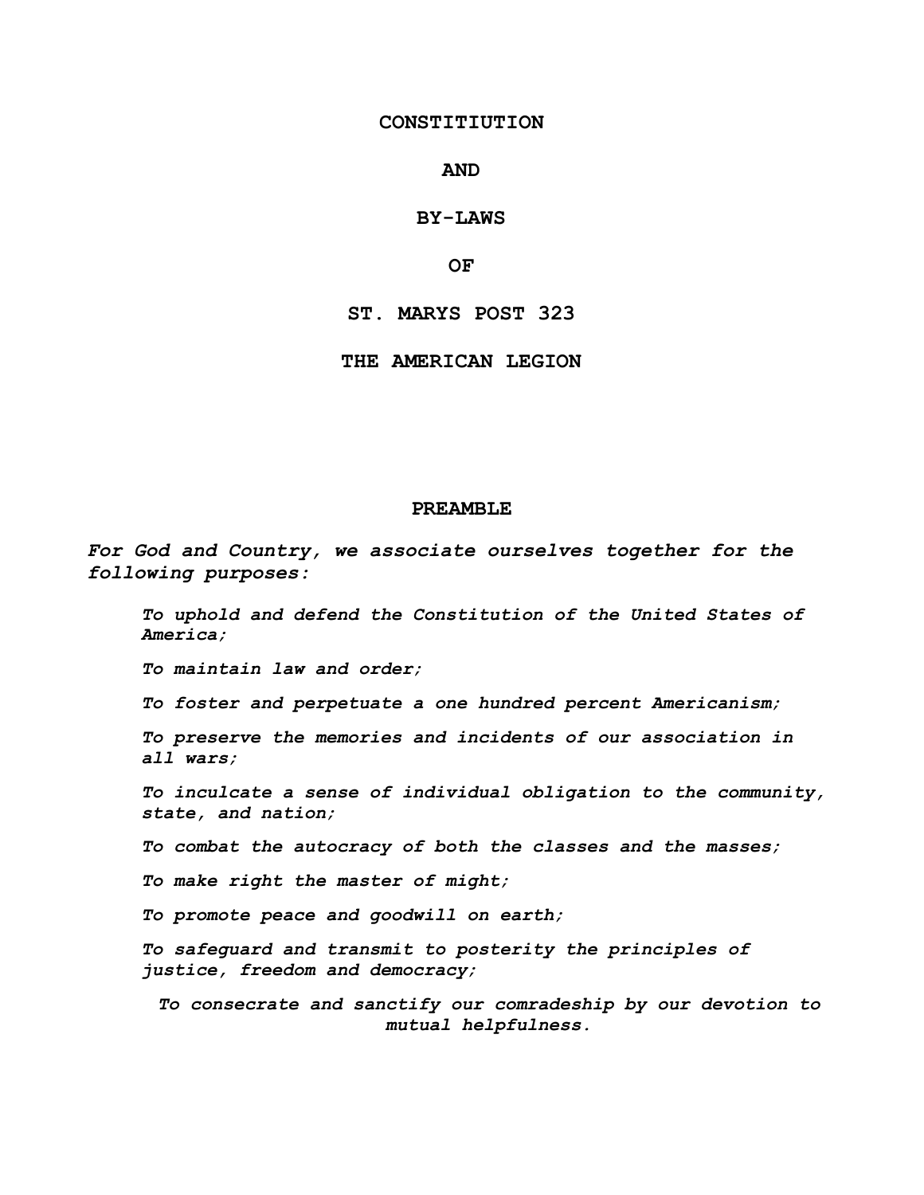# CONSTITIIUTION

# AND

# BY-LAWS

# OF

# ST. MARYS POST 323

# THE AMERICAN LEGION

## PREAMBLE

*For God and Country, we associate ourselves together for the following purposes:*

> *To uphold and defend the Constitution of the United States of America;*
>
> *To maintain law and order;*
>
> *To foster and perpetuate a one hundred percent Americanism;*
>
> *To preserve the memories and incidents of our association in all wars;*
>
> *To inculcate a sense of individual obligation to the community, state, and nation;*
>
> *To combat the autocracy of both the classes and the masses;*
>
> *To make right the master of might;*
>
> *To promote peace and goodwill on earth;*
>
> *To safeguard and transmit to posterity the principles of justice, freedom and democracy;*
>
> *To consecrate and sanctify our comradeship by our devotion to mutual helpfulness.*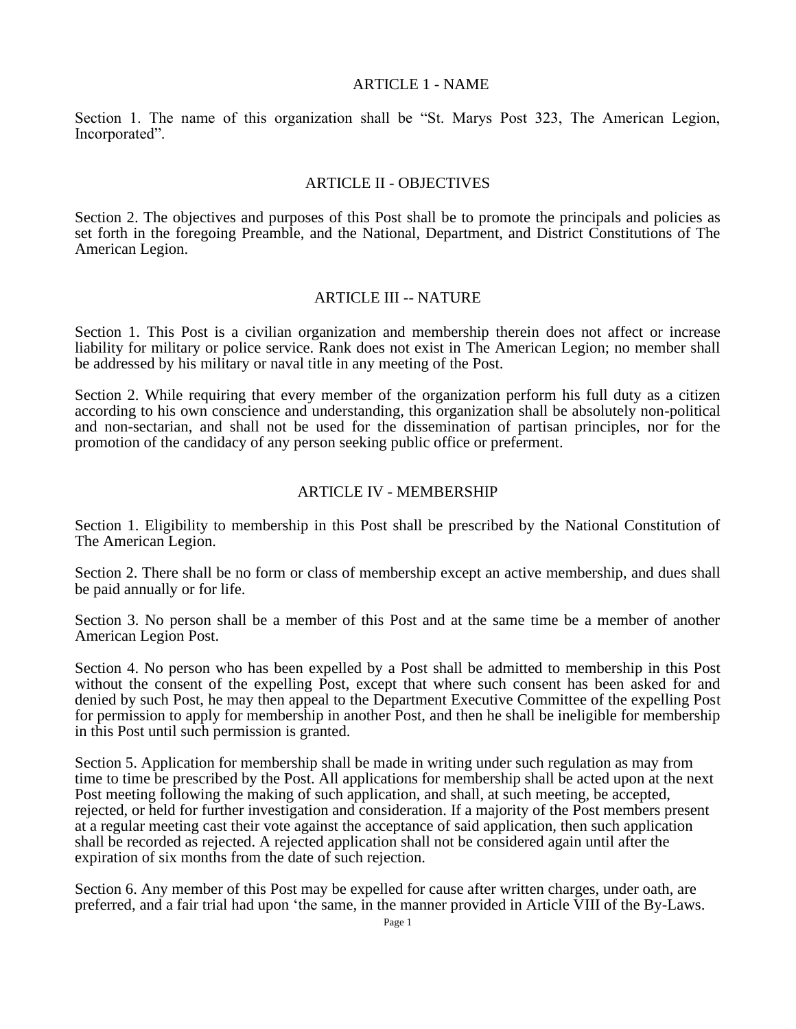## ARTICLE 1 - NAME

Section 1. The name of this organization shall be “St. Marys Post 323, The American Legion, Incorporated”.

## ARTICLE II - OBJECTIVES

Section 2. The objectives and purposes of this Post shall be to promote the principals and policies as set forth in the foregoing Preamble, and the National, Department, and District Constitutions of The American Legion.

## ARTICLE III -- NATURE

Section 1. This Post is a civilian organization and membership therein does not affect or increase liability for military or police service. Rank does not exist in The American Legion; no member shall be addressed by his military or naval title in any meeting of the Post.

Section 2. While requiring that every member of the organization perform his full duty as a citizen according to his own conscience and understanding, this organization shall be absolutely non-political and non-sectarian, and shall not be used for the dissemination of partisan principles, nor for the promotion of the candidacy of any person seeking public office or preferment.

## ARTICLE IV - MEMBERSHIP

Section 1. Eligibility to membership in this Post shall be prescribed by the National Constitution of The American Legion.

Section 2. There shall be no form or class of membership except an active membership, and dues shall be paid annually or for life.

Section 3. No person shall be a member of this Post and at the same time be a member of another American Legion Post.

Section 4. No person who has been expelled by a Post shall be admitted to membership in this Post without the consent of the expelling Post, except that where such consent has been asked for and denied by such Post, he may then appeal to the Department Executive Committee of the expelling Post for permission to apply for membership in another Post, and then he shall be ineligible for membership in this Post until such permission is granted.

Section 5. Application for membership shall be made in writing under such regulation as may from time to time be prescribed by the Post. All applications for membership shall be acted upon at the next Post meeting following the making of such application, and shall, at such meeting, be accepted, rejected, or held for further investigation and consideration. If a majority of the Post members present at a regular meeting cast their vote against the acceptance of said application, then such application shall be recorded as rejected. A rejected application shall not be considered again until after the expiration of six months from the date of such rejection.

Section 6. Any member of this Post may be expelled for cause after written charges, under oath, are preferred, and a fair trial had upon ‘the same, in the manner provided in Article VIII of the By-Laws.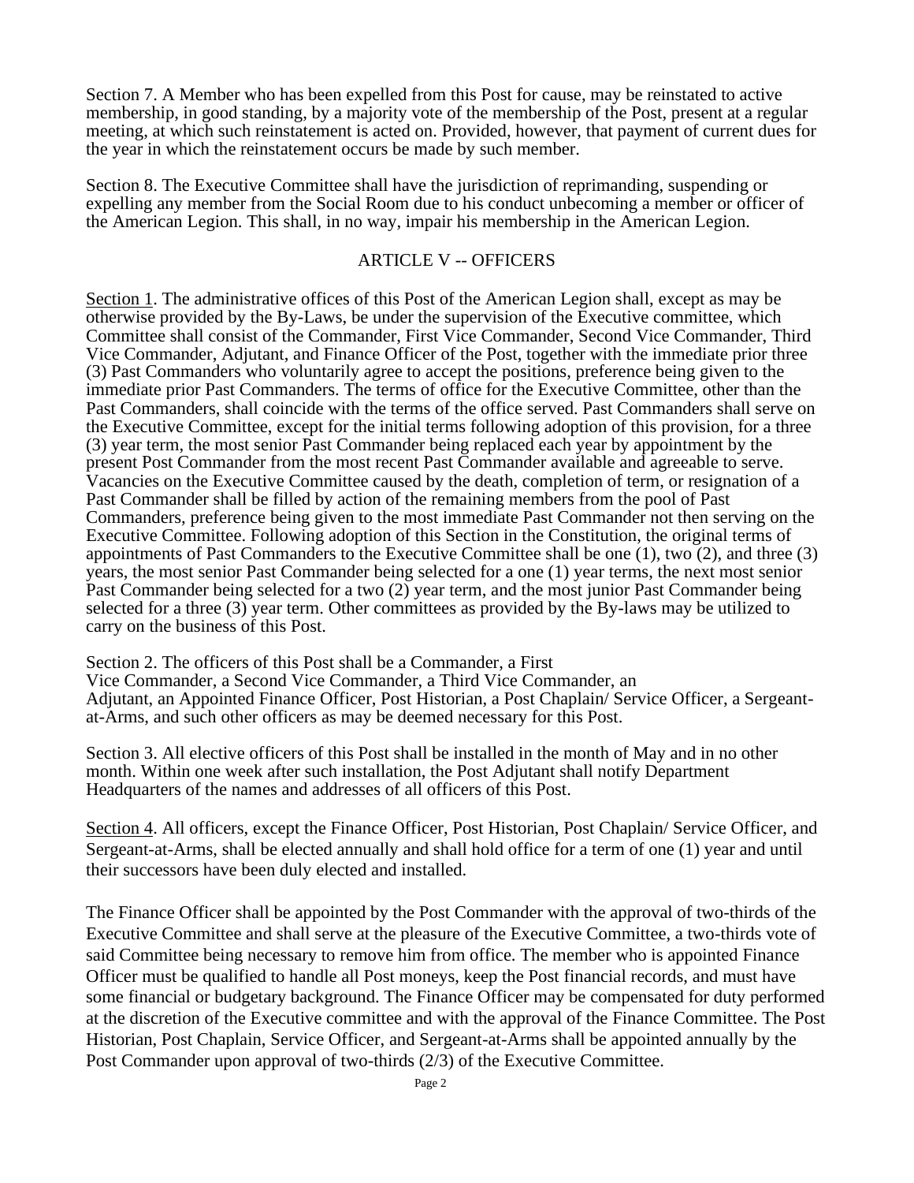Section 7. A Member who has been expelled from this Post for cause, may be reinstated to active membership, in good standing, by a majority vote of the membership of the Post, present at a regular meeting, at which such reinstatement is acted on. Provided, however, that payment of current dues for the year in which the reinstatement occurs be made by such member.

Section 8. The Executive Committee shall have the jurisdiction of reprimanding, suspending or expelling any member from the Social Room due to his conduct unbecoming a member or officer of the American Legion. This shall, in no way, impair his membership in the American Legion.

## ARTICLE V -- OFFICERS

Section 1. The administrative offices of this Post of the American Legion shall, except as may be otherwise provided by the By-Laws, be under the supervision of the Executive committee, which Committee shall consist of the Commander, First Vice Commander, Second Vice Commander, Third Vice Commander, Adjutant, and Finance Officer of the Post, together with the immediate prior three (3) Past Commanders who voluntarily agree to accept the positions, preference being given to the immediate prior Past Commanders. The terms of office for the Executive Committee, other than the Past Commanders, shall coincide with the terms of the office served. Past Commanders shall serve on the Executive Committee, except for the initial terms following adoption of this provision, for a three (3) year term, the most senior Past Commander being replaced each year by appointment by the present Post Commander from the most recent Past Commander available and agreeable to serve. Vacancies on the Executive Committee caused by the death, completion of term, or resignation of a Past Commander shall be filled by action of the remaining members from the pool of Past Commanders, preference being given to the most immediate Past Commander not then serving on the Executive Committee. Following adoption of this Section in the Constitution, the original terms of appointments of Past Commanders to the Executive Committee shall be one (1), two (2), and three (3) years, the most senior Past Commander being selected for a one (1) year terms, the next most senior Past Commander being selected for a two (2) year term, and the most junior Past Commander being selected for a three (3) year term. Other committees as provided by the By-laws may be utilized to carry on the business of this Post.

Section 2. The officers of this Post shall be a Commander, a First Vice Commander, a Second Vice Commander, a Third Vice Commander, an Adjutant, an Appointed Finance Officer, Post Historian, a Post Chaplain/ Service Officer, a Sergeant-at-Arms, and such other officers as may be deemed necessary for this Post.

Section 3. All elective officers of this Post shall be installed in the month of May and in no other month. Within one week after such installation, the Post Adjutant shall notify Department Headquarters of the names and addresses of all officers of this Post.

Section 4. All officers, except the Finance Officer, Post Historian, Post Chaplain/ Service Officer, and Sergeant-at-Arms, shall be elected annually and shall hold office for a term of one (1) year and until their successors have been duly elected and installed.

The Finance Officer shall be appointed by the Post Commander with the approval of two-thirds of the Executive Committee and shall serve at the pleasure of the Executive Committee, a two-thirds vote of said Committee being necessary to remove him from office. The member who is appointed Finance Officer must be qualified to handle all Post moneys, keep the Post financial records, and must have some financial or budgetary background. The Finance Officer may be compensated for duty performed at the discretion of the Executive committee and with the approval of the Finance Committee. The Post Historian, Post Chaplain, Service Officer, and Sergeant-at-Arms shall be appointed annually by the Post Commander upon approval of two-thirds (2/3) of the Executive Committee.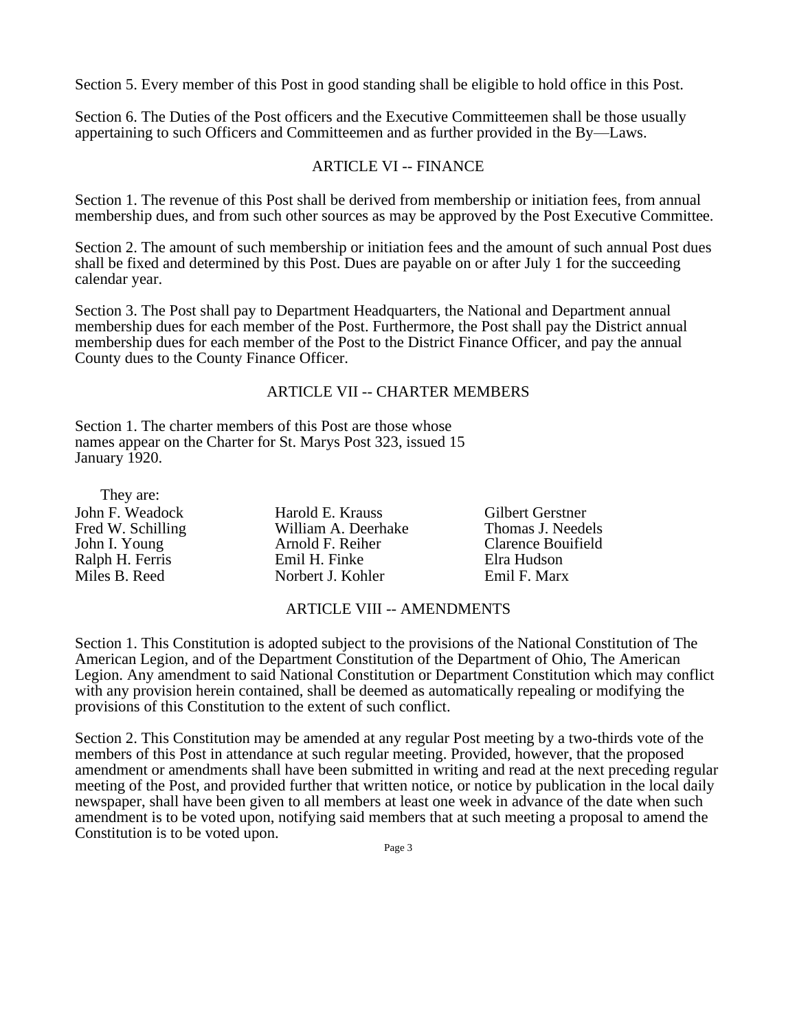Section 5. Every member of this Post in good standing shall be eligible to hold office in this Post.

Section 6. The Duties of the Post officers and the Executive Committeemen shall be those usually appertaining to such Officers and Committeemen and as further provided in the By—Laws.

## ARTICLE VI -- FINANCE

Section 1. The revenue of this Post shall be derived from membership or initiation fees, from annual membership dues, and from such other sources as may be approved by the Post Executive Committee.

Section 2. The amount of such membership or initiation fees and the amount of such annual Post dues shall be fixed and determined by this Post. Dues are payable on or after July 1 for the succeeding calendar year.

Section 3. The Post shall pay to Department Headquarters, the National and Department annual membership dues for each member of the Post. Furthermore, the Post shall pay the District annual membership dues for each member of the Post to the District Finance Officer, and pay the annual County dues to the County Finance Officer.

## ARTICLE VII -- CHARTER MEMBERS

Section 1. The charter members of this Post are those whose names appear on the Charter for St. Marys Post 323, issued 15 January 1920.

They are:

| | | |
|---|---|---|
| John F. Weadock | Harold E. Krauss | Gilbert Gerstner |
| Fred W. Schilling | William A. Deerhake | Thomas J. Needels |
| John I. Young | Arnold F. Reiher | Clarence Bouifield |
| Ralph H. Ferris | Emil H. Finke | Elra Hudson |
| Miles B. Reed | Norbert J. Kohler | Emil F. Marx |

## ARTICLE VIII -- AMENDMENTS

Section 1. This Constitution is adopted subject to the provisions of the National Constitution of The American Legion, and of the Department Constitution of the Department of Ohio, The American Legion. Any amendment to said National Constitution or Department Constitution which may conflict with any provision herein contained, shall be deemed as automatically repealing or modifying the provisions of this Constitution to the extent of such conflict.

Section 2. This Constitution may be amended at any regular Post meeting by a two-thirds vote of the members of this Post in attendance at such regular meeting. Provided, however, that the proposed amendment or amendments shall have been submitted in writing and read at the next preceding regular meeting of the Post, and provided further that written notice, or notice by publication in the local daily newspaper, shall have been given to all members at least one week in advance of the date when such amendment is to be voted upon, notifying said members that at such meeting a proposal to amend the Constitution is to be voted upon.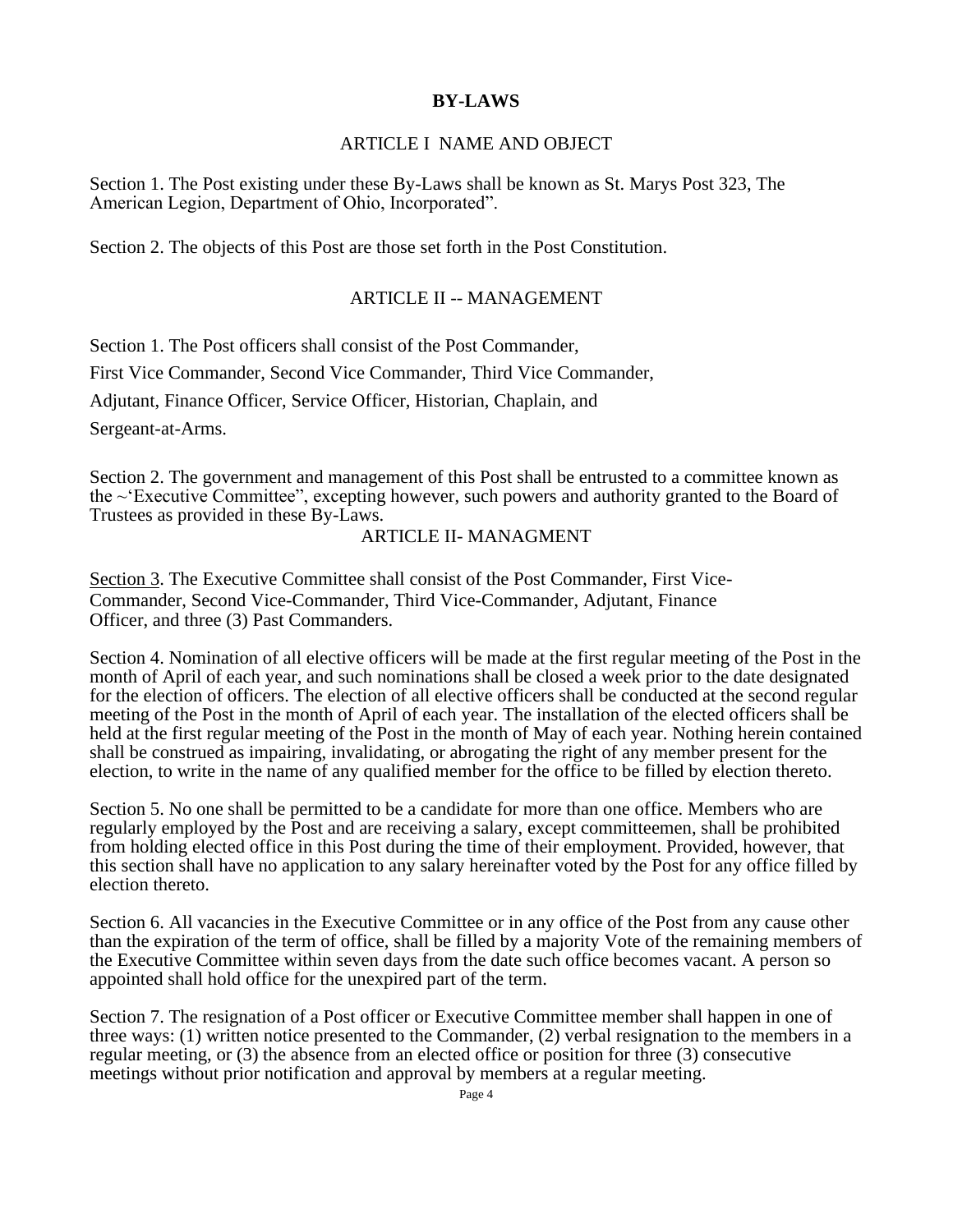# BY-LAWS

## ARTICLE I NAME AND OBJECT

Section 1. The Post existing under these By-Laws shall be known as St. Marys Post 323, The American Legion, Department of Ohio, Incorporated".

Section 2. The objects of this Post are those set forth in the Post Constitution.

## ARTICLE II -- MANAGEMENT

Section 1. The Post officers shall consist of the Post Commander,

First Vice Commander, Second Vice Commander, Third Vice Commander,

Adjutant, Finance Officer, Service Officer, Historian, Chaplain, and

Sergeant-at-Arms.

Section 2. The government and management of this Post shall be entrusted to a committee known as the ~'Executive Committee", excepting however, such powers and authority granted to the Board of Trustees as provided in these By-Laws.

## ARTICLE II- MANAGMENT

<u>Section 3</u>. The Executive Committee shall consist of the Post Commander, First Vice-Commander, Second Vice-Commander, Third Vice-Commander, Adjutant, Finance Officer, and three (3) Past Commanders.

Section 4. Nomination of all elective officers will be made at the first regular meeting of the Post in the month of April of each year, and such nominations shall be closed a week prior to the date designated for the election of officers. The election of all elective officers shall be conducted at the second regular meeting of the Post in the month of April of each year. The installation of the elected officers shall be held at the first regular meeting of the Post in the month of May of each year. Nothing herein contained shall be construed as impairing, invalidating, or abrogating the right of any member present for the election, to write in the name of any qualified member for the office to be filled by election thereto.

Section 5. No one shall be permitted to be a candidate for more than one office. Members who are regularly employed by the Post and are receiving a salary, except committeemen, shall be prohibited from holding elected office in this Post during the time of their employment. Provided, however, that this section shall have no application to any salary hereinafter voted by the Post for any office filled by election thereto.

Section 6. All vacancies in the Executive Committee or in any office of the Post from any cause other than the expiration of the term of office, shall be filled by a majority Vote of the remaining members of the Executive Committee within seven days from the date such office becomes vacant. A person so appointed shall hold office for the unexpired part of the term.

Section 7. The resignation of a Post officer or Executive Committee member shall happen in one of three ways: (1) written notice presented to the Commander, (2) verbal resignation to the members in a regular meeting, or (3) the absence from an elected office or position for three (3) consecutive meetings without prior notification and approval by members at a regular meeting.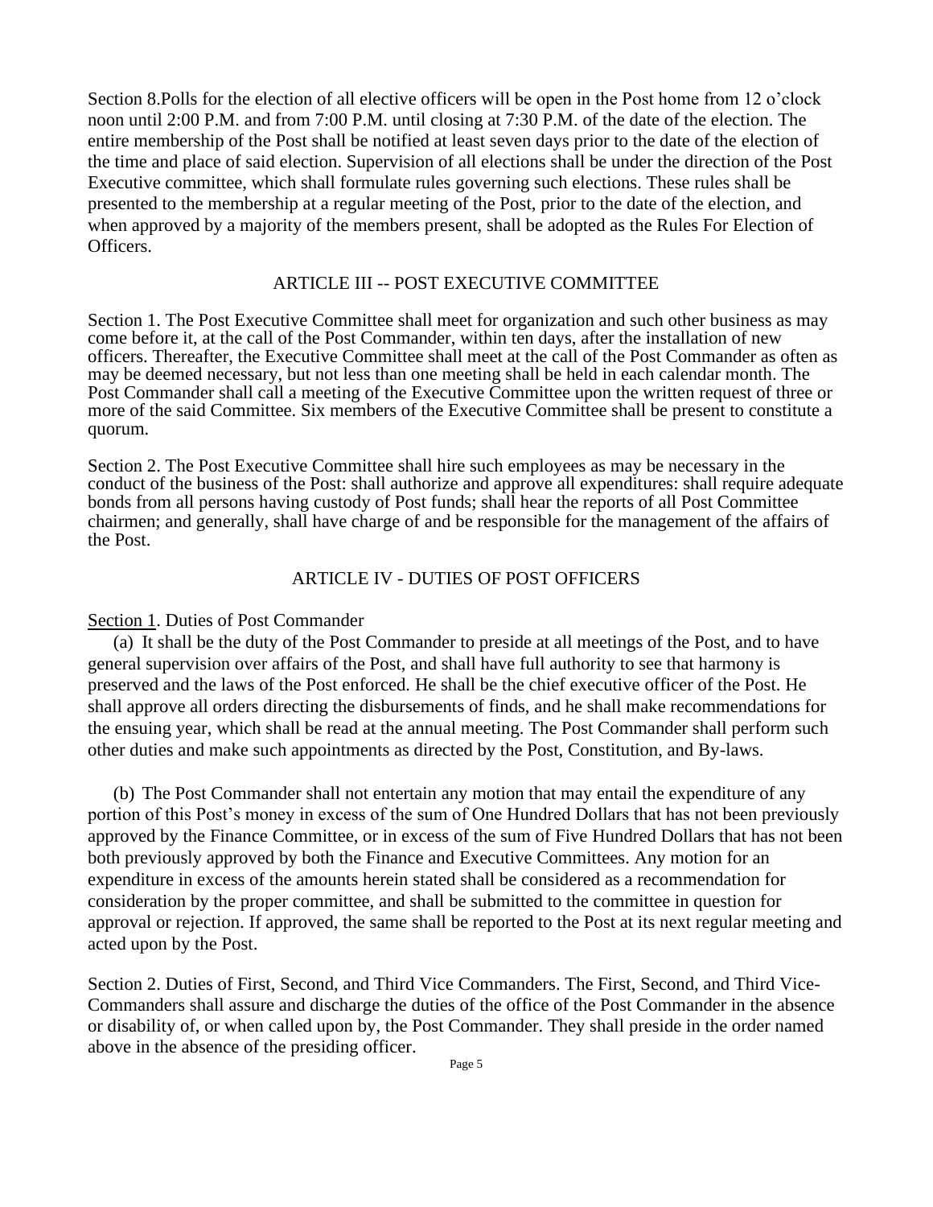Section 8.Polls for the election of all elective officers will be open in the Post home from 12 o'clock noon until 2:00 P.M. and from 7:00 P.M. until closing at 7:30 P.M. of the date of the election. The entire membership of the Post shall be notified at least seven days prior to the date of the election of the time and place of said election. Supervision of all elections shall be under the direction of the Post Executive committee, which shall formulate rules governing such elections. These rules shall be presented to the membership at a regular meeting of the Post, prior to the date of the election, and when approved by a majority of the members present, shall be adopted as the Rules For Election of Officers.

## ARTICLE III -- POST EXECUTIVE COMMITTEE

Section 1. The Post Executive Committee shall meet for organization and such other business as may come before it, at the call of the Post Commander, within ten days, after the installation of new officers. Thereafter, the Executive Committee shall meet at the call of the Post Commander as often as may be deemed necessary, but not less than one meeting shall be held in each calendar month. The Post Commander shall call a meeting of the Executive Committee upon the written request of three or more of the said Committee. Six members of the Executive Committee shall be present to constitute a quorum.

Section 2. The Post Executive Committee shall hire such employees as may be necessary in the conduct of the business of the Post: shall authorize and approve all expenditures: shall require adequate bonds from all persons having custody of Post funds; shall hear the reports of all Post Committee chairmen; and generally, shall have charge of and be responsible for the management of the affairs of the Post.

## ARTICLE IV - DUTIES OF POST OFFICERS

Section 1. Duties of Post Commander

(a) It shall be the duty of the Post Commander to preside at all meetings of the Post, and to have general supervision over affairs of the Post, and shall have full authority to see that harmony is preserved and the laws of the Post enforced. He shall be the chief executive officer of the Post. He shall approve all orders directing the disbursements of finds, and he shall make recommendations for the ensuing year, which shall be read at the annual meeting. The Post Commander shall perform such other duties and make such appointments as directed by the Post, Constitution, and By-laws.

(b) The Post Commander shall not entertain any motion that may entail the expenditure of any portion of this Post's money in excess of the sum of One Hundred Dollars that has not been previously approved by the Finance Committee, or in excess of the sum of Five Hundred Dollars that has not been both previously approved by both the Finance and Executive Committees. Any motion for an expenditure in excess of the amounts herein stated shall be considered as a recommendation for consideration by the proper committee, and shall be submitted to the committee in question for approval or rejection. If approved, the same shall be reported to the Post at its next regular meeting and acted upon by the Post.

Section 2. Duties of First, Second, and Third Vice Commanders. The First, Second, and Third Vice-Commanders shall assure and discharge the duties of the office of the Post Commander in the absence or disability of, or when called upon by, the Post Commander. They shall preside in the order named above in the absence of the presiding officer.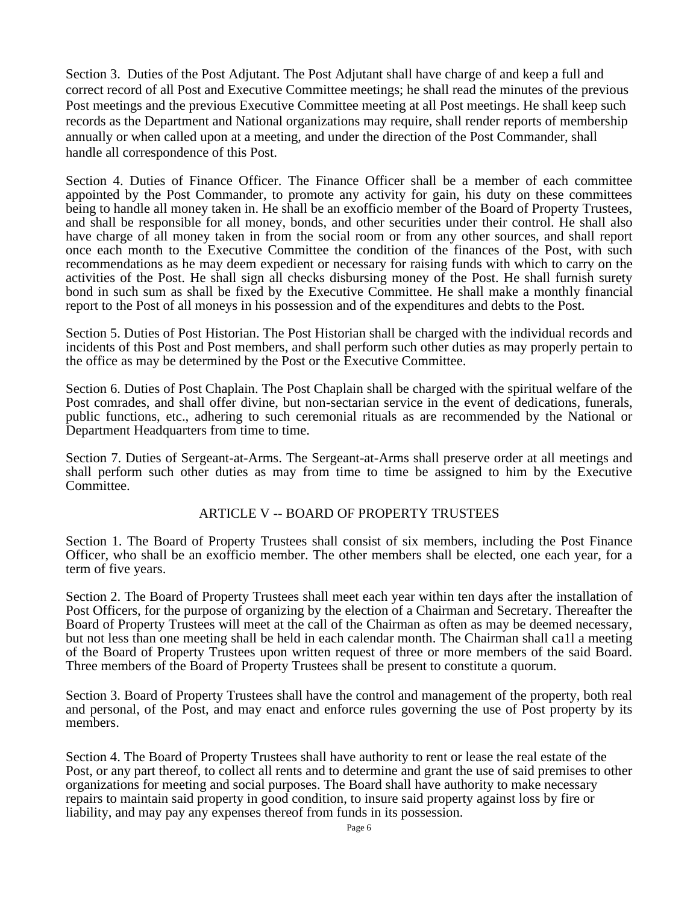Section 3. Duties of the Post Adjutant. The Post Adjutant shall have charge of and keep a full and correct record of all Post and Executive Committee meetings; he shall read the minutes of the previous Post meetings and the previous Executive Committee meeting at all Post meetings. He shall keep such records as the Department and National organizations may require, shall render reports of membership annually or when called upon at a meeting, and under the direction of the Post Commander, shall handle all correspondence of this Post.

Section 4. Duties of Finance Officer. The Finance Officer shall be a member of each committee appointed by the Post Commander, to promote any activity for gain, his duty on these committees being to handle all money taken in. He shall be an exofficio member of the Board of Property Trustees, and shall be responsible for all money, bonds, and other securities under their control. He shall also have charge of all money taken in from the social room or from any other sources, and shall report once each month to the Executive Committee the condition of the finances of the Post, with such recommendations as he may deem expedient or necessary for raising funds with which to carry on the activities of the Post. He shall sign all checks disbursing money of the Post. He shall furnish surety bond in such sum as shall be fixed by the Executive Committee. He shall make a monthly financial report to the Post of all moneys in his possession and of the expenditures and debts to the Post.

Section 5. Duties of Post Historian. The Post Historian shall be charged with the individual records and incidents of this Post and Post members, and shall perform such other duties as may properly pertain to the office as may be determined by the Post or the Executive Committee.

Section 6. Duties of Post Chaplain. The Post Chaplain shall be charged with the spiritual welfare of the Post comrades, and shall offer divine, but non-sectarian service in the event of dedications, funerals, public functions, etc., adhering to such ceremonial rituals as are recommended by the National or Department Headquarters from time to time.

Section 7. Duties of Sergeant-at-Arms. The Sergeant-at-Arms shall preserve order at all meetings and shall perform such other duties as may from time to time be assigned to him by the Executive Committee.

## ARTICLE V -- BOARD OF PROPERTY TRUSTEES

Section 1. The Board of Property Trustees shall consist of six members, including the Post Finance Officer, who shall be an exofficio member. The other members shall be elected, one each year, for a term of five years.

Section 2. The Board of Property Trustees shall meet each year within ten days after the installation of Post Officers, for the purpose of organizing by the election of a Chairman and Secretary. Thereafter the Board of Property Trustees will meet at the call of the Chairman as often as may be deemed necessary, but not less than one meeting shall be held in each calendar month. The Chairman shall ca1l a meeting of the Board of Property Trustees upon written request of three or more members of the said Board. Three members of the Board of Property Trustees shall be present to constitute a quorum.

Section 3. Board of Property Trustees shall have the control and management of the property, both real and personal, of the Post, and may enact and enforce rules governing the use of Post property by its members.

Section 4. The Board of Property Trustees shall have authority to rent or lease the real estate of the Post, or any part thereof, to collect all rents and to determine and grant the use of said premises to other organizations for meeting and social purposes. The Board shall have authority to make necessary repairs to maintain said property in good condition, to insure said property against loss by fire or liability, and may pay any expenses thereof from funds in its possession.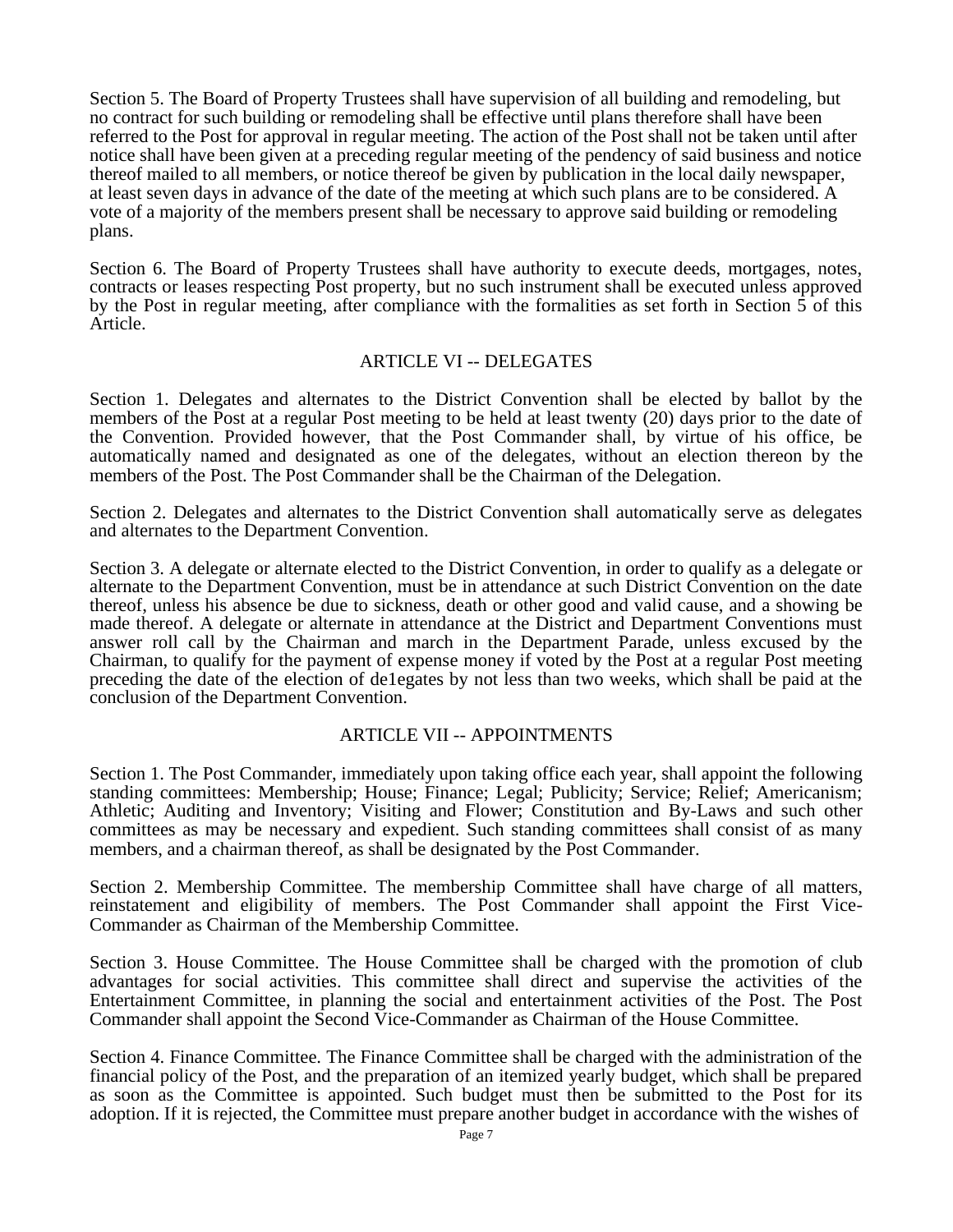Section 5. The Board of Property Trustees shall have supervision of all building and remodeling, but no contract for such building or remodeling shall be effective until plans therefore shall have been referred to the Post for approval in regular meeting. The action of the Post shall not be taken until after notice shall have been given at a preceding regular meeting of the pendency of said business and notice thereof mailed to all members, or notice thereof be given by publication in the local daily newspaper, at least seven days in advance of the date of the meeting at which such plans are to be considered. A vote of a majority of the members present shall be necessary to approve said building or remodeling plans.

Section 6. The Board of Property Trustees shall have authority to execute deeds, mortgages, notes, contracts or leases respecting Post property, but no such instrument shall be executed unless approved by the Post in regular meeting, after compliance with the formalities as set forth in Section 5 of this Article.

## ARTICLE VI -- DELEGATES

Section 1. Delegates and alternates to the District Convention shall be elected by ballot by the members of the Post at a regular Post meeting to be held at least twenty (20) days prior to the date of the Convention. Provided however, that the Post Commander shall, by virtue of his office, be automatically named and designated as one of the delegates, without an election thereon by the members of the Post. The Post Commander shall be the Chairman of the Delegation.

Section 2. Delegates and alternates to the District Convention shall automatically serve as delegates and alternates to the Department Convention.

Section 3. A delegate or alternate elected to the District Convention, in order to qualify as a delegate or alternate to the Department Convention, must be in attendance at such District Convention on the date thereof, unless his absence be due to sickness, death or other good and valid cause, and a showing be made thereof. A delegate or alternate in attendance at the District and Department Conventions must answer roll call by the Chairman and march in the Department Parade, unless excused by the Chairman, to qualify for the payment of expense money if voted by the Post at a regular Post meeting preceding the date of the election of de1egates by not less than two weeks, which shall be paid at the conclusion of the Department Convention.

## ARTICLE VII -- APPOINTMENTS

Section 1. The Post Commander, immediately upon taking office each year, shall appoint the following standing committees: Membership; House; Finance; Legal; Publicity; Service; Relief; Americanism; Athletic; Auditing and Inventory; Visiting and Flower; Constitution and By-Laws and such other committees as may be necessary and expedient. Such standing committees shall consist of as many members, and a chairman thereof, as shall be designated by the Post Commander.

Section 2. Membership Committee. The membership Committee shall have charge of all matters, reinstatement and eligibility of members. The Post Commander shall appoint the First Vice-Commander as Chairman of the Membership Committee.

Section 3. House Committee. The House Committee shall be charged with the promotion of club advantages for social activities. This committee shall direct and supervise the activities of the Entertainment Committee, in planning the social and entertainment activities of the Post. The Post Commander shall appoint the Second Vice-Commander as Chairman of the House Committee.

Section 4. Finance Committee. The Finance Committee shall be charged with the administration of the financial policy of the Post, and the preparation of an itemized yearly budget, which shall be prepared as soon as the Committee is appointed. Such budget must then be submitted to the Post for its adoption. If it is rejected, the Committee must prepare another budget in accordance with the wishes of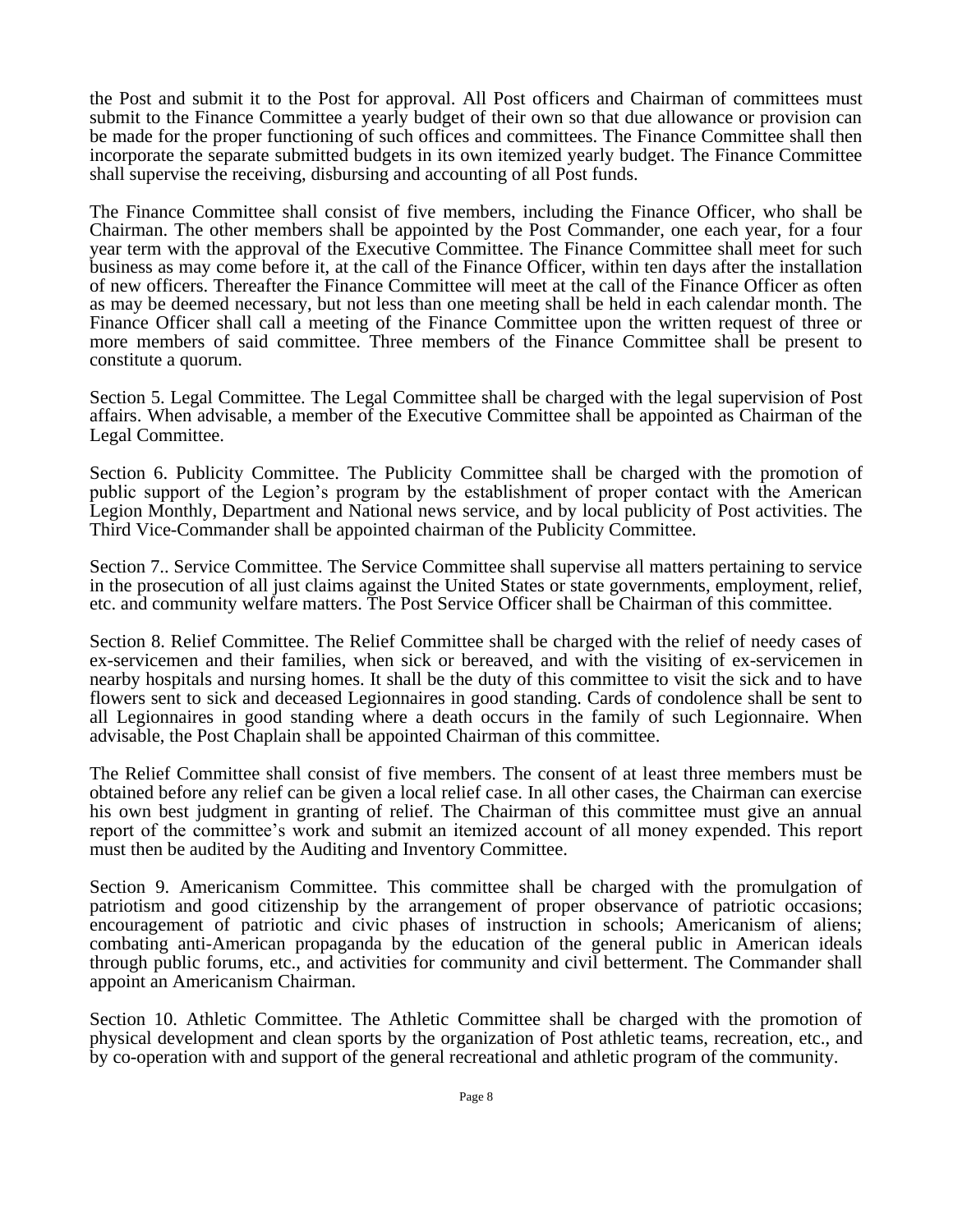the Post and submit it to the Post for approval. All Post officers and Chairman of committees must submit to the Finance Committee a yearly budget of their own so that due allowance or provision can be made for the proper functioning of such offices and committees. The Finance Committee shall then incorporate the separate submitted budgets in its own itemized yearly budget. The Finance Committee shall supervise the receiving, disbursing and accounting of all Post funds.

The Finance Committee shall consist of five members, including the Finance Officer, who shall be Chairman. The other members shall be appointed by the Post Commander, one each year, for a four year term with the approval of the Executive Committee. The Finance Committee shall meet for such business as may come before it, at the call of the Finance Officer, within ten days after the installation of new officers. Thereafter the Finance Committee will meet at the call of the Finance Officer as often as may be deemed necessary, but not less than one meeting shall be held in each calendar month. The Finance Officer shall call a meeting of the Finance Committee upon the written request of three or more members of said committee. Three members of the Finance Committee shall be present to constitute a quorum.

Section 5. Legal Committee. The Legal Committee shall be charged with the legal supervision of Post affairs. When advisable, a member of the Executive Committee shall be appointed as Chairman of the Legal Committee.

Section 6. Publicity Committee. The Publicity Committee shall be charged with the promotion of public support of the Legion's program by the establishment of proper contact with the American Legion Monthly, Department and National news service, and by local publicity of Post activities. The Third Vice-Commander shall be appointed chairman of the Publicity Committee.

Section 7.. Service Committee. The Service Committee shall supervise all matters pertaining to service in the prosecution of all just claims against the United States or state governments, employment, relief, etc. and community welfare matters. The Post Service Officer shall be Chairman of this committee.

Section 8. Relief Committee. The Relief Committee shall be charged with the relief of needy cases of ex-servicemen and their families, when sick or bereaved, and with the visiting of ex-servicemen in nearby hospitals and nursing homes. It shall be the duty of this committee to visit the sick and to have flowers sent to sick and deceased Legionnaires in good standing. Cards of condolence shall be sent to all Legionnaires in good standing where a death occurs in the family of such Legionnaire. When advisable, the Post Chaplain shall be appointed Chairman of this committee.

The Relief Committee shall consist of five members. The consent of at least three members must be obtained before any relief can be given a local relief case. In all other cases, the Chairman can exercise his own best judgment in granting of relief. The Chairman of this committee must give an annual report of the committee's work and submit an itemized account of all money expended. This report must then be audited by the Auditing and Inventory Committee.

Section 9. Americanism Committee. This committee shall be charged with the promulgation of patriotism and good citizenship by the arrangement of proper observance of patriotic occasions; encouragement of patriotic and civic phases of instruction in schools; Americanism of aliens; combating anti-American propaganda by the education of the general public in American ideals through public forums, etc., and activities for community and civil betterment. The Commander shall appoint an Americanism Chairman.

Section 10. Athletic Committee. The Athletic Committee shall be charged with the promotion of physical development and clean sports by the organization of Post athletic teams, recreation, etc., and by co-operation with and support of the general recreational and athletic program of the community.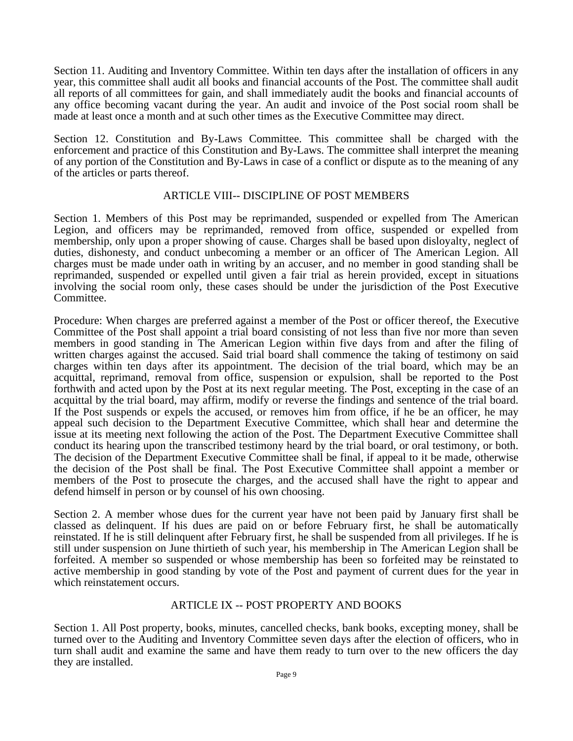Section 11. Auditing and Inventory Committee. Within ten days after the installation of officers in any year, this committee shall audit all books and financial accounts of the Post. The committee shall audit all reports of all committees for gain, and shall immediately audit the books and financial accounts of any office becoming vacant during the year. An audit and invoice of the Post social room shall be made at least once a month and at such other times as the Executive Committee may direct.

Section 12. Constitution and By-Laws Committee. This committee shall be charged with the enforcement and practice of this Constitution and By-Laws. The committee shall interpret the meaning of any portion of the Constitution and By-Laws in case of a conflict or dispute as to the meaning of any of the articles or parts thereof.

## ARTICLE VIII-- DISCIPLINE OF POST MEMBERS

Section 1. Members of this Post may be reprimanded, suspended or expelled from The American Legion, and officers may be reprimanded, removed from office, suspended or expelled from membership, only upon a proper showing of cause. Charges shall be based upon disloyalty, neglect of duties, dishonesty, and conduct unbecoming a member or an officer of The American Legion. All charges must be made under oath in writing by an accuser, and no member in good standing shall be reprimanded, suspended or expelled until given a fair trial as herein provided, except in situations involving the social room only, these cases should be under the jurisdiction of the Post Executive Committee.

Procedure: When charges are preferred against a member of the Post or officer thereof, the Executive Committee of the Post shall appoint a trial board consisting of not less than five nor more than seven members in good standing in The American Legion within five days from and after the filing of written charges against the accused. Said trial board shall commence the taking of testimony on said charges within ten days after its appointment. The decision of the trial board, which may be an acquittal, reprimand, removal from office, suspension or expulsion, shall be reported to the Post forthwith and acted upon by the Post at its next regular meeting. The Post, excepting in the case of an acquittal by the trial board, may affirm, modify or reverse the findings and sentence of the trial board. If the Post suspends or expels the accused, or removes him from office, if he be an officer, he may appeal such decision to the Department Executive Committee, which shall hear and determine the issue at its meeting next following the action of the Post. The Department Executive Committee shall conduct its hearing upon the transcribed testimony heard by the trial board, or oral testimony, or both. The decision of the Department Executive Committee shall be final, if appeal to it be made, otherwise the decision of the Post shall be final. The Post Executive Committee shall appoint a member or members of the Post to prosecute the charges, and the accused shall have the right to appear and defend himself in person or by counsel of his own choosing.

Section 2. A member whose dues for the current year have not been paid by January first shall be classed as delinquent. If his dues are paid on or before February first, he shall be automatically reinstated. If he is still delinquent after February first, he shall be suspended from all privileges. If he is still under suspension on June thirtieth of such year, his membership in The American Legion shall be forfeited. A member so suspended or whose membership has been so forfeited may be reinstated to active membership in good standing by vote of the Post and payment of current dues for the year in which reinstatement occurs.

## ARTICLE IX -- POST PROPERTY AND BOOKS

Section 1. All Post property, books, minutes, cancelled checks, bank books, excepting money, shall be turned over to the Auditing and Inventory Committee seven days after the election of officers, who in turn shall audit and examine the same and have them ready to turn over to the new officers the day they are installed.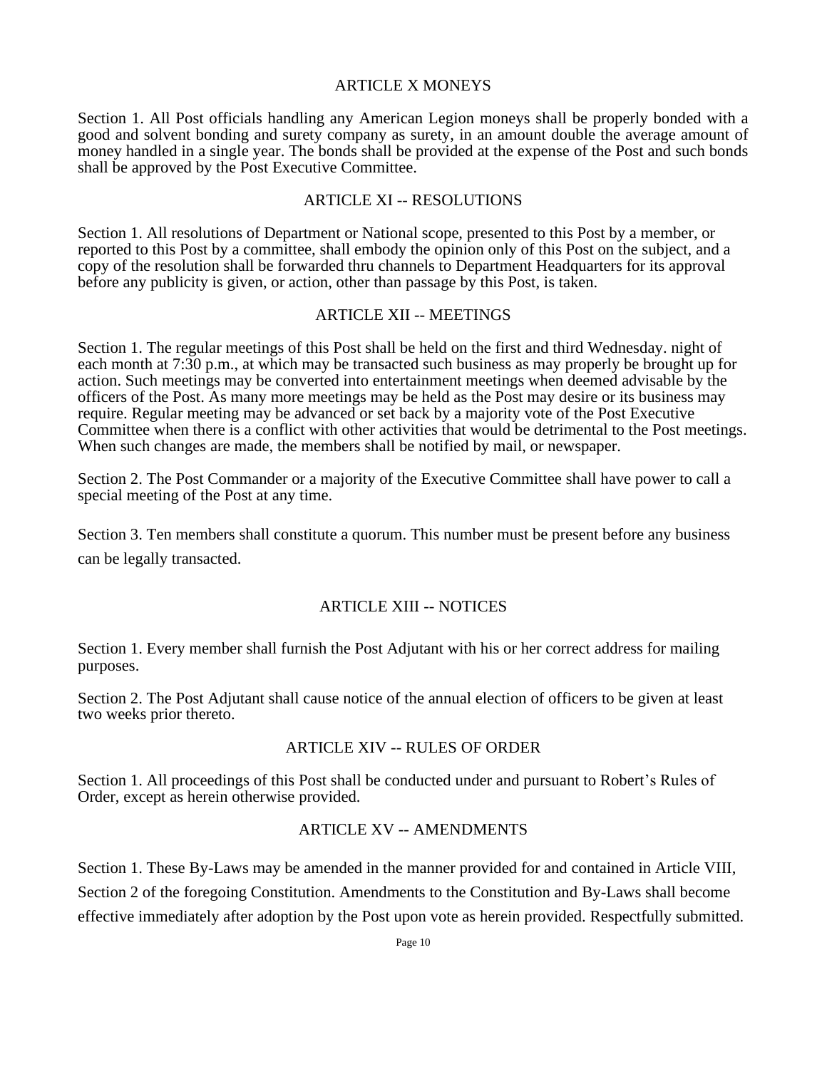## ARTICLE X MONEYS

Section 1. All Post officials handling any American Legion moneys shall be properly bonded with a good and solvent bonding and surety company as surety, in an amount double the average amount of money handled in a single year. The bonds shall be provided at the expense of the Post and such bonds shall be approved by the Post Executive Committee.

## ARTICLE XI -- RESOLUTIONS

Section 1. All resolutions of Department or National scope, presented to this Post by a member, or reported to this Post by a committee, shall embody the opinion only of this Post on the subject, and a copy of the resolution shall be forwarded thru channels to Department Headquarters for its approval before any publicity is given, or action, other than passage by this Post, is taken.

## ARTICLE XII -- MEETINGS

Section 1. The regular meetings of this Post shall be held on the first and third Wednesday. night of each month at 7:30 p.m., at which may be transacted such business as may properly be brought up for action. Such meetings may be converted into entertainment meetings when deemed advisable by the officers of the Post. As many more meetings may be held as the Post may desire or its business may require. Regular meeting may be advanced or set back by a majority vote of the Post Executive Committee when there is a conflict with other activities that would be detrimental to the Post meetings. When such changes are made, the members shall be notified by mail, or newspaper.

Section 2. The Post Commander or a majority of the Executive Committee shall have power to call a special meeting of the Post at any time.

Section 3. Ten members shall constitute a quorum. This number must be present before any business can be legally transacted.

## ARTICLE XIII -- NOTICES

Section 1. Every member shall furnish the Post Adjutant with his or her correct address for mailing purposes.

Section 2. The Post Adjutant shall cause notice of the annual election of officers to be given at least two weeks prior thereto.

## ARTICLE XIV -- RULES OF ORDER

Section 1. All proceedings of this Post shall be conducted under and pursuant to Robert's Rules of Order, except as herein otherwise provided.

## ARTICLE XV -- AMENDMENTS

Section 1. These By-Laws may be amended in the manner provided for and contained in Article VIII, Section 2 of the foregoing Constitution. Amendments to the Constitution and By-Laws shall become effective immediately after adoption by the Post upon vote as herein provided. Respectfully submitted.